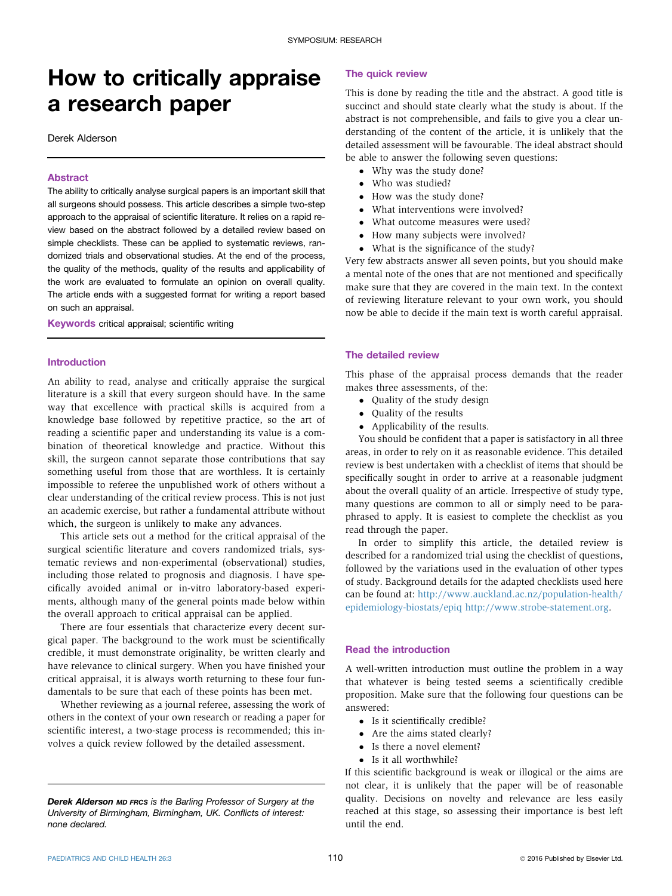# How to critically appraise a research paper

Derek Alderson

## Abstract

The ability to critically analyse surgical papers is an important skill that all surgeons should possess. This article describes a simple two-step approach to the appraisal of scientific literature. It relies on a rapid review based on the abstract followed by a detailed review based on simple checklists. These can be applied to systematic reviews, randomized trials and observational studies. At the end of the process, the quality of the methods, quality of the results and applicability of the work are evaluated to formulate an opinion on overall quality. The article ends with a suggested format for writing a report based on such an appraisal.

**Keywords** critical appraisal; scientific writing

## Introduction

An ability to read, analyse and critically appraise the surgical literature is a skill that every surgeon should have. In the same way that excellence with practical skills is acquired from a knowledge base followed by repetitive practice, so the art of reading a scientific paper and understanding its value is a combination of theoretical knowledge and practice. Without this skill, the surgeon cannot separate those contributions that say something useful from those that are worthless. It is certainly impossible to referee the unpublished work of others without a clear understanding of the critical review process. This is not just an academic exercise, but rather a fundamental attribute without which, the surgeon is unlikely to make any advances.

This article sets out a method for the critical appraisal of the surgical scientific literature and covers randomized trials, systematic reviews and non-experimental (observational) studies, including those related to prognosis and diagnosis. I have specifically avoided animal or in-vitro laboratory-based experiments, although many of the general points made below within the overall approach to critical appraisal can be applied.

There are four essentials that characterize every decent surgical paper. The background to the work must be scientifically credible, it must demonstrate originality, be written clearly and have relevance to clinical surgery. When you have finished your critical appraisal, it is always worth returning to these four fundamentals to be sure that each of these points has been met.

Whether reviewing as a journal referee, assessing the work of others in the context of your own research or reading a paper for scientific interest, a two-stage process is recommended; this involves a quick review followed by the detailed assessment.

*__Derek Alderson__ MD FRCS is the Barling Professor of Surgery at the University of Birmingham, Birmingham, UK. Conflicts of interest: none declared.*

## The quick review

This is done by reading the title and the abstract. A good title is succinct and should state clearly what the study is about. If the abstract is not comprehensible, and fails to give you a clear understanding of the content of the article, it is unlikely that the detailed assessment will be favourable. The ideal abstract should be able to answer the following seven questions:

- Why was the study done?
- Who was studied?
- How was the study done?
- What interventions were involved?
- What outcome measures were used?
- How many subjects were involved?
- What is the significance of the study?

Very few abstracts answer all seven points, but you should make a mental note of the ones that are not mentioned and specifically make sure that they are covered in the main text. In the context of reviewing literature relevant to your own work, you should now be able to decide if the main text is worth careful appraisal.

## The detailed review

This phase of the appraisal process demands that the reader makes three assessments, of the:

- Quality of the study design
- Quality of the results
- Applicability of the results.

You should be confident that a paper is satisfactory in all three areas, in order to rely on it as reasonable evidence. This detailed review is best undertaken with a checklist of items that should be specifically sought in order to arrive at a reasonable judgment about the overall quality of an article. Irrespective of study type, many questions are common to all or simply need to be paraphrased to apply. It is easiest to complete the checklist as you read through the paper.

In order to simplify this article, the detailed review is described for a randomized trial using the checklist of questions, followed by the variations used in the evaluation of other types of study. Background details for the adapted checklists used here can be found at: http://www.auckland.ac.nz/population-health/epidemiology-biostats/epiq http://www.strobe-statement.org.

## Read the introduction

A well-written introduction must outline the problem in a way that whatever is being tested seems a scientifically credible proposition. Make sure that the following four questions can be answered:

- Is it scientifically credible?
- Are the aims stated clearly?
- Is there a novel element?
- Is it all worthwhile?

If this scientific background is weak or illogical or the aims are not clear, it is unlikely that the paper will be of reasonable quality. Decisions on novelty and relevance are less easily reached at this stage, so assessing their importance is best left until the end.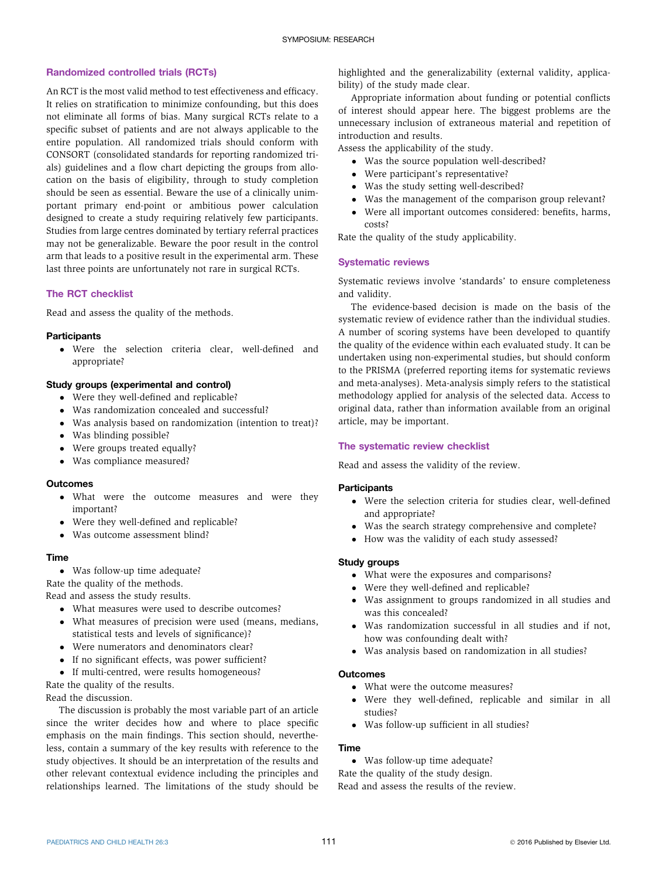## Randomized controlled trials (RCTs)

An RCT is the most valid method to test effectiveness and efficacy. It relies on stratification to minimize confounding, but this does not eliminate all forms of bias. Many surgical RCTs relate to a specific subset of patients and are not always applicable to the entire population. All randomized trials should conform with CONSORT (consolidated standards for reporting randomized trials) guidelines and a flow chart depicting the groups from allocation on the basis of eligibility, through to study completion should be seen as essential. Beware the use of a clinically unimportant primary end-point or ambitious power calculation designed to create a study requiring relatively few participants. Studies from large centres dominated by tertiary referral practices may not be generalizable. Beware the poor result in the control arm that leads to a positive result in the experimental arm. These last three points are unfortunately not rare in surgical RCTs.

## The RCT checklist

Read and assess the quality of the methods.

### Participants

- Were the selection criteria clear, well-defined and appropriate?

### Study groups (experimental and control)

- Were they well-defined and replicable?
- Was randomization concealed and successful?
- Was analysis based on randomization (intention to treat)?
- Was blinding possible?
- Were groups treated equally?
- Was compliance measured?

### Outcomes

- What were the outcome measures and were they important?
- Were they well-defined and replicable?
- Was outcome assessment blind?

### Time

- Was follow-up time adequate?

Rate the quality of the methods.

Read and assess the study results.

- What measures were used to describe outcomes?
- What measures of precision were used (means, medians, statistical tests and levels of significance)?
- Were numerators and denominators clear?
- If no significant effects, was power sufficient?
- If multi-centred, were results homogeneous?

Rate the quality of the results.

Read the discussion.

The discussion is probably the most variable part of an article since the writer decides how and where to place specific emphasis on the main findings. This section should, nevertheless, contain a summary of the key results with reference to the study objectives. It should be an interpretation of the results and other relevant contextual evidence including the principles and relationships learned. The limitations of the study should be highlighted and the generalizability (external validity, applicability) of the study made clear.

Appropriate information about funding or potential conflicts of interest should appear here. The biggest problems are the unnecessary inclusion of extraneous material and repetition of introduction and results.

Assess the applicability of the study.

- Was the source population well-described?
- Were participant's representative?
- Was the study setting well-described?
- Was the management of the comparison group relevant?
- Were all important outcomes considered: benefits, harms, costs?

Rate the quality of the study applicability.

## Systematic reviews

Systematic reviews involve 'standards' to ensure completeness and validity.

The evidence-based decision is made on the basis of the systematic review of evidence rather than the individual studies. A number of scoring systems have been developed to quantify the quality of the evidence within each evaluated study. It can be undertaken using non-experimental studies, but should conform to the PRISMA (preferred reporting items for systematic reviews and meta-analyses). Meta-analysis simply refers to the statistical methodology applied for analysis of the selected data. Access to original data, rather than information available from an original article, may be important.

## The systematic review checklist

Read and assess the validity of the review.

### Participants

- Were the selection criteria for studies clear, well-defined and appropriate?
- Was the search strategy comprehensive and complete?
- How was the validity of each study assessed?

### Study groups

- What were the exposures and comparisons?
- Were they well-defined and replicable?
- Was assignment to groups randomized in all studies and was this concealed?
- Was randomization successful in all studies and if not, how was confounding dealt with?
- Was analysis based on randomization in all studies?

### Outcomes

- What were the outcome measures?
- Were they well-defined, replicable and similar in all studies?
- Was follow-up sufficient in all studies?

### Time

- Was follow-up time adequate?

Rate the quality of the study design.

Read and assess the results of the review.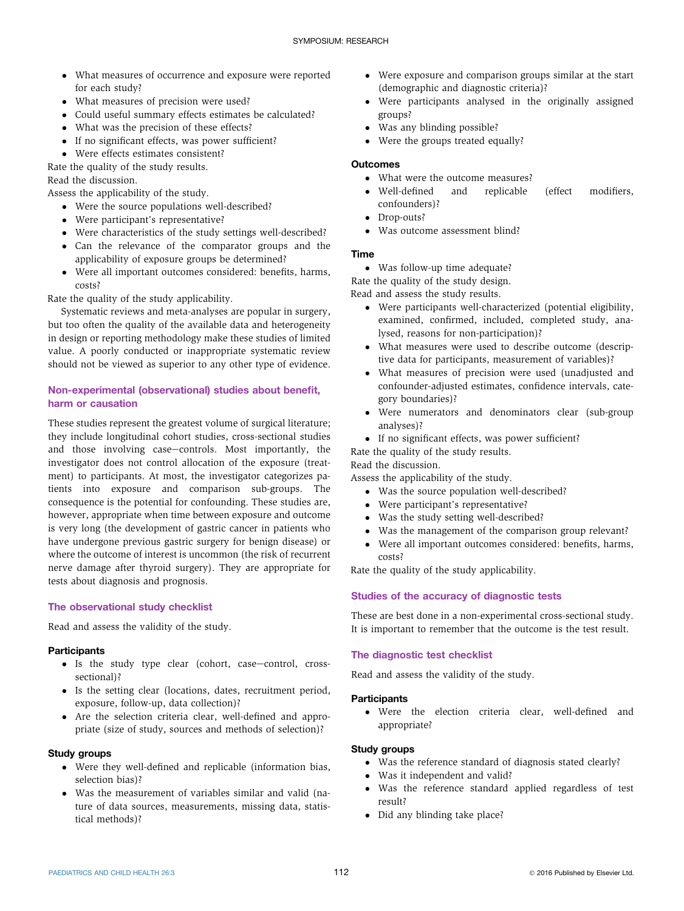- What measures of occurrence and exposure were reported for each study?
- What measures of precision were used?
- Could useful summary effects estimates be calculated?
- What was the precision of these effects?
- If no significant effects, was power sufficient?
- Were effects estimates consistent?

Rate the quality of the study results.

Read the discussion.

Assess the applicability of the study.

- Were the source populations well-described?
- Were participant's representative?
- Were characteristics of the study settings well-described?
- Can the relevance of the comparator groups and the applicability of exposure groups be determined?
- Were all important outcomes considered: benefits, harms, costs?

Rate the quality of the study applicability.

Systematic reviews and meta-analyses are popular in surgery, but too often the quality of the available data and heterogeneity in design or reporting methodology make these studies of limited value. A poorly conducted or inappropriate systematic review should not be viewed as superior to any other type of evidence.

## Non-experimental (observational) studies about benefit, harm or causation

These studies represent the greatest volume of surgical literature; they include longitudinal cohort studies, cross-sectional studies and those involving case–controls. Most importantly, the investigator does not control allocation of the exposure (treatment) to participants. At most, the investigator categorizes patients into exposure and comparison sub-groups. The consequence is the potential for confounding. These studies are, however, appropriate when time between exposure and outcome is very long (the development of gastric cancer in patients who have undergone previous gastric surgery for benign disease) or where the outcome of interest is uncommon (the risk of recurrent nerve damage after thyroid surgery). They are appropriate for tests about diagnosis and prognosis.

## The observational study checklist

Read and assess the validity of the study.

### Participants

- Is the study type clear (cohort, case–control, cross-sectional)?
- Is the setting clear (locations, dates, recruitment period, exposure, follow-up, data collection)?
- Are the selection criteria clear, well-defined and appropriate (size of study, sources and methods of selection)?

### Study groups

- Were they well-defined and replicable (information bias, selection bias)?
- Was the measurement of variables similar and valid (nature of data sources, measurements, missing data, statistical methods)?
- Were exposure and comparison groups similar at the start (demographic and diagnostic criteria)?
- Were participants analysed in the originally assigned groups?
- Was any blinding possible?
- Were the groups treated equally?

### Outcomes

- What were the outcome measures?
- Well-defined and replicable (effect modifiers, confounders)?
- Drop-outs?
- Was outcome assessment blind?

### Time

- Was follow-up time adequate?

Rate the quality of the study design.

Read and assess the study results.

- Were participants well-characterized (potential eligibility, examined, confirmed, included, completed study, analysed, reasons for non-participation)?
- What measures were used to describe outcome (descriptive data for participants, measurement of variables)?
- What measures of precision were used (unadjusted and confounder-adjusted estimates, confidence intervals, category boundaries)?
- Were numerators and denominators clear (sub-group analyses)?
- If no significant effects, was power sufficient?

Rate the quality of the study results.

Read the discussion.

Assess the applicability of the study.

- Was the source population well-described?
- Were participant's representative?
- Was the study setting well-described?
- Was the management of the comparison group relevant?
- Were all important outcomes considered: benefits, harms, costs?

Rate the quality of the study applicability.

## Studies of the accuracy of diagnostic tests

These are best done in a non-experimental cross-sectional study. It is important to remember that the outcome is the test result.

## The diagnostic test checklist

Read and assess the validity of the study.

### Participants

- Were the election criteria clear, well-defined and appropriate?

### Study groups

- Was the reference standard of diagnosis stated clearly?
- Was it independent and valid?
- Was the reference standard applied regardless of test result?
- Did any blinding take place?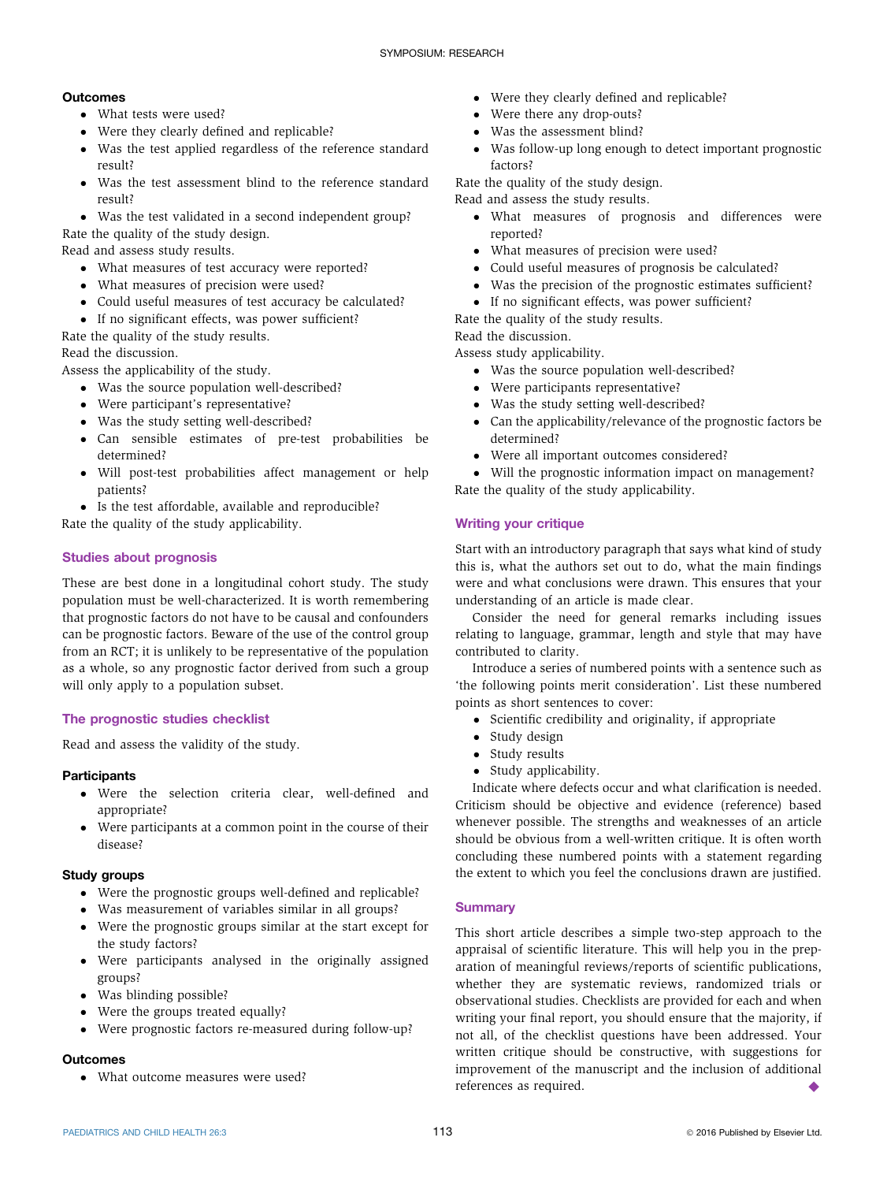### Outcomes

- What tests were used?
- Were they clearly defined and replicable?
- Was the test applied regardless of the reference standard result?
- Was the test assessment blind to the reference standard result?
- Was the test validated in a second independent group?

Rate the quality of the study design.

Read and assess study results.

- What measures of test accuracy were reported?
- What measures of precision were used?
- Could useful measures of test accuracy be calculated?
- If no significant effects, was power sufficient?

Rate the quality of the study results.

Read the discussion.

Assess the applicability of the study.

- Was the source population well-described?
- Were participant's representative?
- Was the study setting well-described?
- Can sensible estimates of pre-test probabilities be determined?
- Will post-test probabilities affect management or help patients?
- Is the test affordable, available and reproducible?

Rate the quality of the study applicability.

## Studies about prognosis

These are best done in a longitudinal cohort study. The study population must be well-characterized. It is worth remembering that prognostic factors do not have to be causal and confounders can be prognostic factors. Beware of the use of the control group from an RCT; it is unlikely to be representative of the population as a whole, so any prognostic factor derived from such a group will only apply to a population subset.

## The prognostic studies checklist

Read and assess the validity of the study.

### Participants

- Were the selection criteria clear, well-defined and appropriate?
- Were participants at a common point in the course of their disease?

### Study groups

- Were the prognostic groups well-defined and replicable?
- Was measurement of variables similar in all groups?
- Were the prognostic groups similar at the start except for the study factors?
- Were participants analysed in the originally assigned groups?
- Was blinding possible?
- Were the groups treated equally?
- Were prognostic factors re-measured during follow-up?

### Outcomes

- What outcome measures were used?
- Were they clearly defined and replicable?
- Were there any drop-outs?
- Was the assessment blind?
- Was follow-up long enough to detect important prognostic factors?

Rate the quality of the study design.

Read and assess the study results.

- What measures of prognosis and differences were reported?
- What measures of precision were used?
- Could useful measures of prognosis be calculated?
- Was the precision of the prognostic estimates sufficient?
- If no significant effects, was power sufficient?

Rate the quality of the study results.

Read the discussion.

Assess study applicability.

- Was the source population well-described?
- Were participants representative?
- Was the study setting well-described?
- Can the applicability/relevance of the prognostic factors be determined?
- Were all important outcomes considered?
- Will the prognostic information impact on management?

Rate the quality of the study applicability.

## Writing your critique

Start with an introductory paragraph that says what kind of study this is, what the authors set out to do, what the main findings were and what conclusions were drawn. This ensures that your understanding of an article is made clear.

Consider the need for general remarks including issues relating to language, grammar, length and style that may have contributed to clarity.

Introduce a series of numbered points with a sentence such as 'the following points merit consideration'. List these numbered points as short sentences to cover:

- Scientific credibility and originality, if appropriate
- Study design
- Study results
- Study applicability.

Indicate where defects occur and what clarification is needed. Criticism should be objective and evidence (reference) based whenever possible. The strengths and weaknesses of an article should be obvious from a well-written critique. It is often worth concluding these numbered points with a statement regarding the extent to which you feel the conclusions drawn are justified.

## Summary

This short article describes a simple two-step approach to the appraisal of scientific literature. This will help you in the preparation of meaningful reviews/reports of scientific publications, whether they are systematic reviews, randomized trials or observational studies. Checklists are provided for each and when writing your final report, you should ensure that the majority, if not all, of the checklist questions have been addressed. Your written critique should be constructive, with suggestions for improvement of the manuscript and the inclusion of additional references as required. ◆